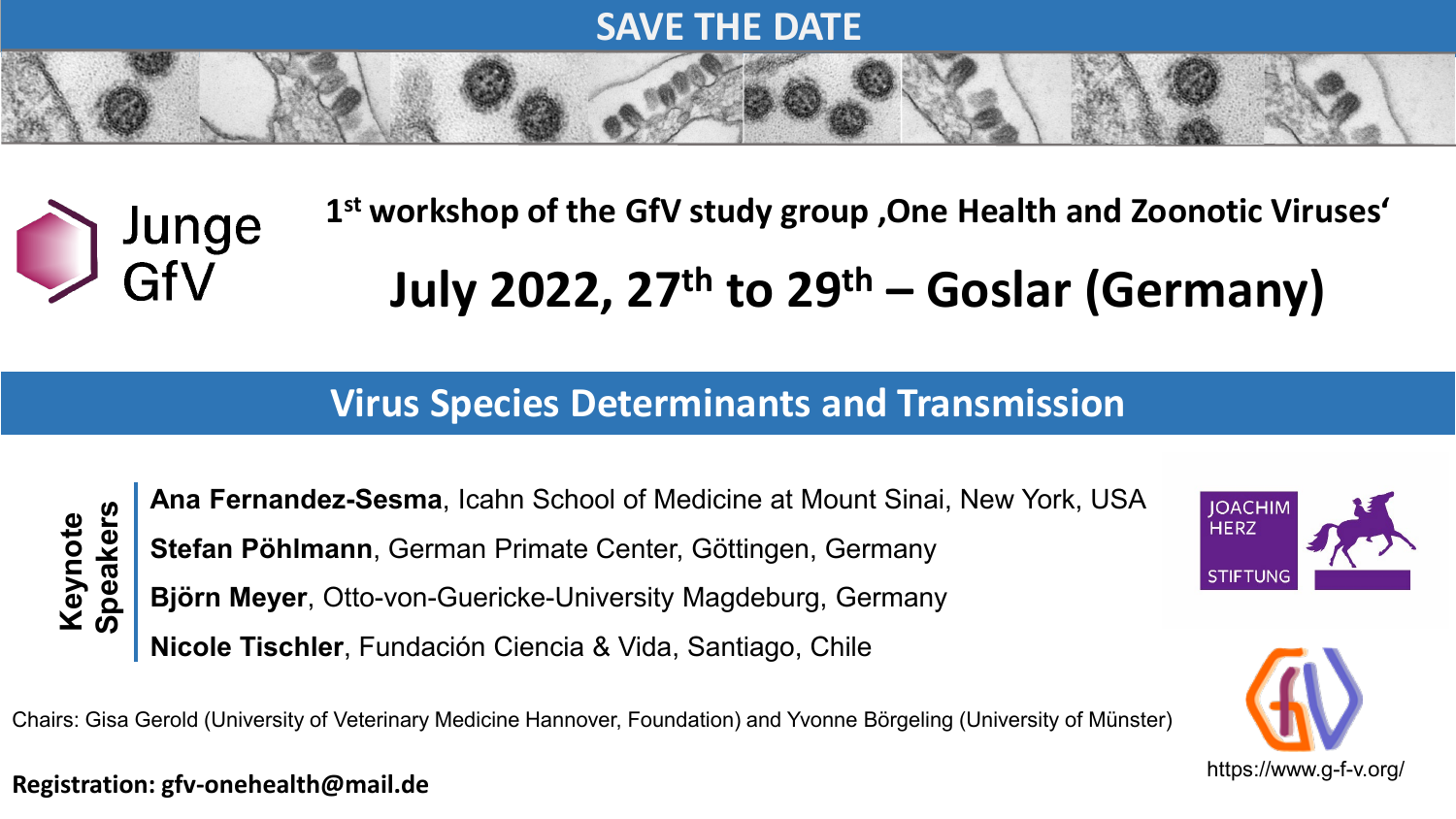# SAVE THE DATE

Junge GfV

## 1st workshop of the GfV study group ‚One Health and Zoonotic Viruses‘

# July 2022, 27th to 29th – Goslar (Germany)

## Virus Species Determinants and Transmission

**Keynote Speakers**

**Ana Fernandez-Sesma**, Icahn School of Medicine at Mount Sinai, New York, USA

**Stefan Pöhlmann**, German Primate Center, Göttingen, Germany

**Björn Meyer**, Otto-von-Guericke-University Magdeburg, Germany

**Nicole Tischler**, Fundación Ciencia & Vida, Santiago, Chile

JOACHIM HERZ STIFTUNG

Chairs: Gisa Gerold (University of Veterinary Medicine Hannover, Foundation) and Yvonne Börgeling (University of Münster)

**Registration: gfv-onehealth@mail.de**

https://www.g-f-v.org/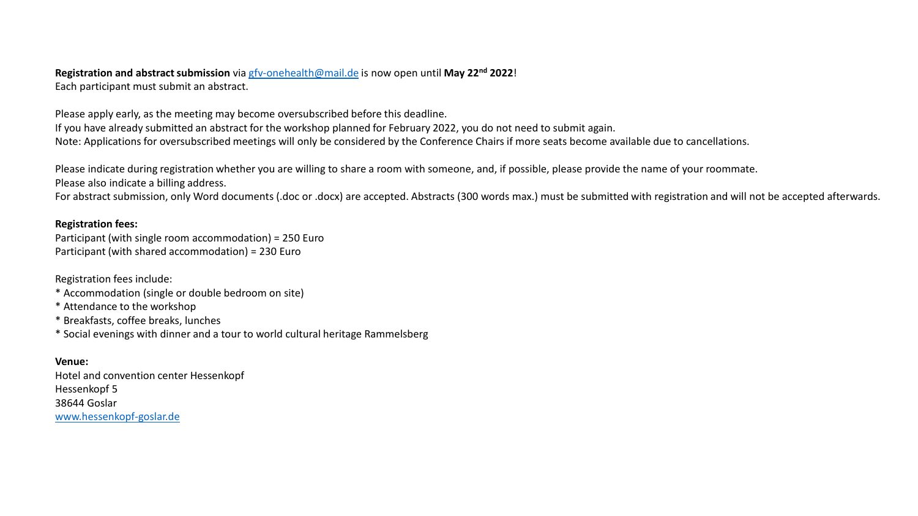**Registration and abstract submission** via gfv-onehealth@mail.de is now open until **May 22nd 2022**!
Each participant must submit an abstract.

Please apply early, as the meeting may become oversubscribed before this deadline.
If you have already submitted an abstract for the workshop planned for February 2022, you do not need to submit again.
Note: Applications for oversubscribed meetings will only be considered by the Conference Chairs if more seats become available due to cancellations.

Please indicate during registration whether you are willing to share a room with someone, and, if possible, please provide the name of your roommate.
Please also indicate a billing address.
For abstract submission, only Word documents (.doc or .docx) are accepted. Abstracts (300 words max.) must be submitted with registration and will not be accepted afterwards.

**Registration fees:**
Participant (with single room accommodation) = 250 Euro
Participant (with shared accommodation) = 230 Euro

Registration fees include:
* Accommodation (single or double bedroom on site)
* Attendance to the workshop
* Breakfasts, coffee breaks, lunches
* Social evenings with dinner and a tour to world cultural heritage Rammelsberg

**Venue:**
Hotel and convention center Hessenkopf
Hessenkopf 5
38644 Goslar
www.hessenkopf-goslar.de